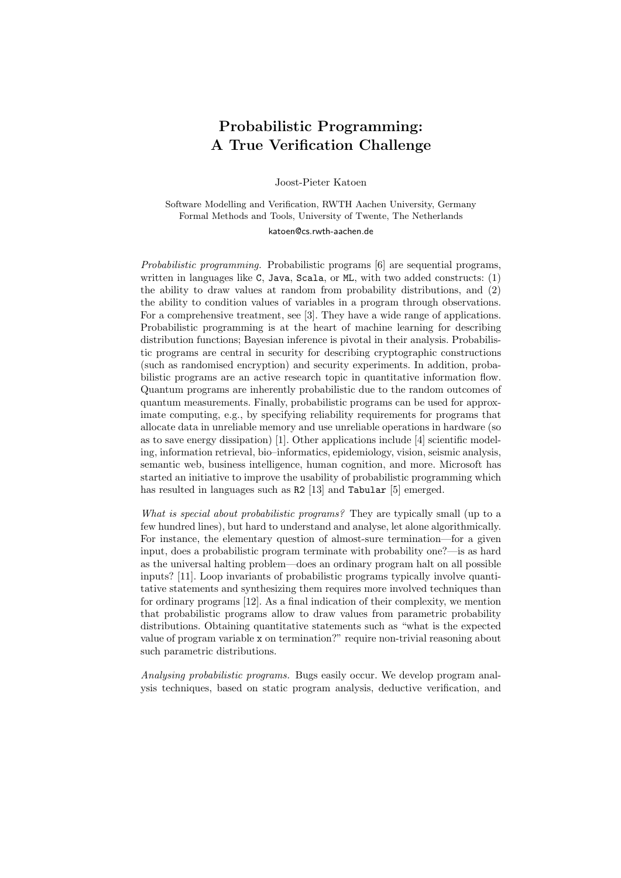# Probabilistic Programming: A True Verification Challenge

Joost-Pieter Katoen

Software Modelling and Verification, RWTH Aachen University, Germany
Formal Methods and Tools, University of Twente, The Netherlands
katoen@cs.rwth-aachen.de

*Probabilistic programming.* Probabilistic programs [6] are sequential programs, written in languages like `C`, `Java`, `Scala`, or `ML`, with two added constructs: (1) the ability to draw values at random from probability distributions, and (2) the ability to condition values of variables in a program through observations. For a comprehensive treatment, see [3]. They have a wide range of applications. Probabilistic programming is at the heart of machine learning for describing distribution functions; Bayesian inference is pivotal in their analysis. Probabilistic programs are central in security for describing cryptographic constructions (such as randomised encryption) and security experiments. In addition, probabilistic programs are an active research topic in quantitative information flow. Quantum programs are inherently probabilistic due to the random outcomes of quantum measurements. Finally, probabilistic programs can be used for approximate computing, e.g., by specifying reliability requirements for programs that allocate data in unreliable memory and use unreliable operations in hardware (so as to save energy dissipation) [1]. Other applications include [4] scientific modeling, information retrieval, bio–informatics, epidemiology, vision, seismic analysis, semantic web, business intelligence, human cognition, and more. Microsoft has started an initiative to improve the usability of probabilistic programming which has resulted in languages such as `R2` [13] and `Tabular` [5] emerged.

*What is special about probabilistic programs?* They are typically small (up to a few hundred lines), but hard to understand and analyse, let alone algorithmically. For instance, the elementary question of almost-sure termination—for a given input, does a probabilistic program terminate with probability one?—is as hard as the universal halting problem—does an ordinary program halt on all possible inputs? [11]. Loop invariants of probabilistic programs typically involve quantitative statements and synthesizing them requires more involved techniques than for ordinary programs [12]. As a final indication of their complexity, we mention that probabilistic programs allow to draw values from parametric probability distributions. Obtaining quantitative statements such as "what is the expected value of program variable `x` on termination?" require non-trivial reasoning about such parametric distributions.

*Analysing probabilistic programs.* Bugs easily occur. We develop program analysis techniques, based on static program analysis, deductive verification, and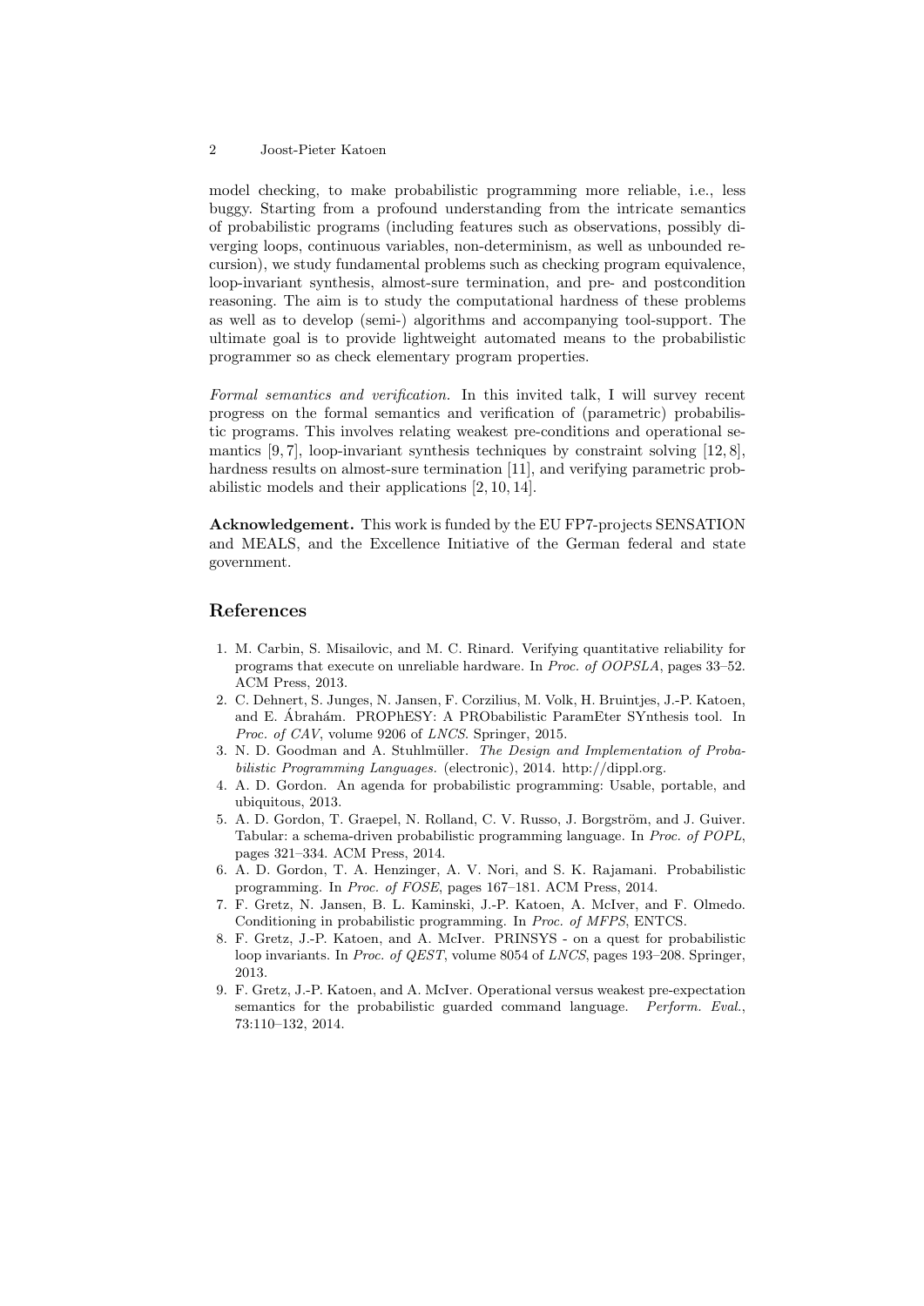model checking, to make probabilistic programming more reliable, i.e., less buggy. Starting from a profound understanding from the intricate semantics of probabilistic programs (including features such as observations, possibly diverging loops, continuous variables, non-determinism, as well as unbounded recursion), we study fundamental problems such as checking program equivalence, loop-invariant synthesis, almost-sure termination, and pre- and postcondition reasoning. The aim is to study the computational hardness of these problems as well as to develop (semi-) algorithms and accompanying tool-support. The ultimate goal is to provide lightweight automated means to the probabilistic programmer so as check elementary program properties.

*Formal semantics and verification.* In this invited talk, I will survey recent progress on the formal semantics and verification of (parametric) probabilistic programs. This involves relating weakest pre-conditions and operational semantics [9, 7], loop-invariant synthesis techniques by constraint solving [12, 8], hardness results on almost-sure termination [11], and verifying parametric probabilistic models and their applications [2, 10, 14].

**Acknowledgement.** This work is funded by the EU FP7-projects SENSATION and MEALS, and the Excellence Initiative of the German federal and state government.

## References

1. M. Carbin, S. Misailovic, and M. C. Rinard. Verifying quantitative reliability for programs that execute on unreliable hardware. In *Proc. of OOPSLA*, pages 33–52. ACM Press, 2013.
2. C. Dehnert, S. Junges, N. Jansen, F. Corzilius, M. Volk, H. Bruintjes, J.-P. Katoen, and E. Ábrahám. PROPhESY: A PRObabilistic ParamEter SYnthesis tool. In *Proc. of CAV*, volume 9206 of *LNCS*. Springer, 2015.
3. N. D. Goodman and A. Stuhlmüller. *The Design and Implementation of Probabilistic Programming Languages.* (electronic), 2014. http://dippl.org.
4. A. D. Gordon. An agenda for probabilistic programming: Usable, portable, and ubiquitous, 2013.
5. A. D. Gordon, T. Graepel, N. Rolland, C. V. Russo, J. Borgström, and J. Guiver. Tabular: a schema-driven probabilistic programming language. In *Proc. of POPL*, pages 321–334. ACM Press, 2014.
6. A. D. Gordon, T. A. Henzinger, A. V. Nori, and S. K. Rajamani. Probabilistic programming. In *Proc. of FOSE*, pages 167–181. ACM Press, 2014.
7. F. Gretz, N. Jansen, B. L. Kaminski, J.-P. Katoen, A. McIver, and F. Olmedo. Conditioning in probabilistic programming. In *Proc. of MFPS*, ENTCS.
8. F. Gretz, J.-P. Katoen, and A. McIver. PRINSYS - on a quest for probabilistic loop invariants. In *Proc. of QEST*, volume 8054 of *LNCS*, pages 193–208. Springer, 2013.
9. F. Gretz, J.-P. Katoen, and A. McIver. Operational versus weakest pre-expectation semantics for the probabilistic guarded command language. *Perform. Eval.*, 73:110–132, 2014.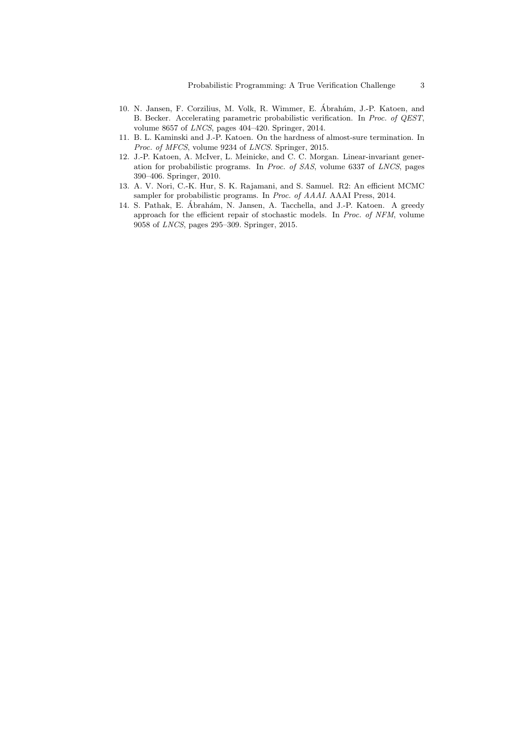10. N. Jansen, F. Corzilius, M. Volk, R. Wimmer, E. Ábrahám, J.-P. Katoen, and B. Becker. Accelerating parametric probabilistic verification. In *Proc. of QEST*, volume 8657 of *LNCS*, pages 404–420. Springer, 2014.
11. B. L. Kaminski and J.-P. Katoen. On the hardness of almost-sure termination. In *Proc. of MFCS*, volume 9234 of *LNCS*. Springer, 2015.
12. J.-P. Katoen, A. McIver, L. Meinicke, and C. C. Morgan. Linear-invariant generation for probabilistic programs. In *Proc. of SAS*, volume 6337 of *LNCS*, pages 390–406. Springer, 2010.
13. A. V. Nori, C.-K. Hur, S. K. Rajamani, and S. Samuel. R2: An efficient MCMC sampler for probabilistic programs. In *Proc. of AAAI*. AAAI Press, 2014.
14. S. Pathak, E. Ábrahám, N. Jansen, A. Tacchella, and J.-P. Katoen. A greedy approach for the efficient repair of stochastic models. In *Proc. of NFM*, volume 9058 of *LNCS*, pages 295–309. Springer, 2015.